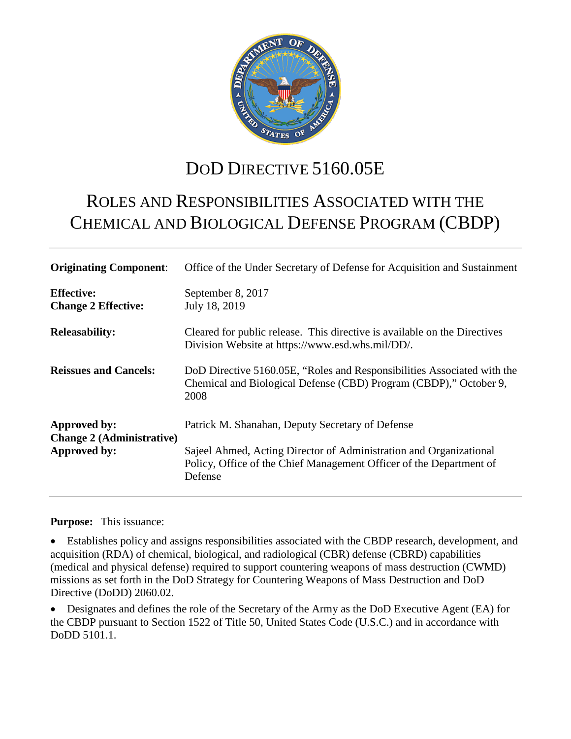# DoD DIRECTIVE 5160.05E

# ROLES AND RESPONSIBILITIES ASSOCIATED WITH THE CHEMICAL AND BIOLOGICAL DEFENSE PROGRAM (CBDP)

| | |
|---|---|
| **Originating Component**: | Office of the Under Secretary of Defense for Acquisition and Sustainment |
| **Effective:** | September 8, 2017 |
| **Change 2 Effective:** | July 18, 2019 |
| **Releasability:** | Cleared for public release. This directive is available on the Directives Division Website at https://www.esd.whs.mil/DD/. |
| **Reissues and Cancels:** | DoD Directive 5160.05E, "Roles and Responsibilities Associated with the Chemical and Biological Defense (CBD) Program (CBDP)," October 9, 2008 |
| **Approved by:** | Patrick M. Shanahan, Deputy Secretary of Defense |
| **Change 2 (Administrative) Approved by:** | Sajeel Ahmed, Acting Director of Administration and Organizational Policy, Office of the Chief Management Officer of the Department of Defense |

**Purpose:** This issuance:

- Establishes policy and assigns responsibilities associated with the CBDP research, development, and acquisition (RDA) of chemical, biological, and radiological (CBR) defense (CBRD) capabilities (medical and physical defense) required to support countering weapons of mass destruction (CWMD) missions as set forth in the DoD Strategy for Countering Weapons of Mass Destruction and DoD Directive (DoDD) 2060.02.
- Designates and defines the role of the Secretary of the Army as the DoD Executive Agent (EA) for the CBDP pursuant to Section 1522 of Title 50, United States Code (U.S.C.) and in accordance with DoDD 5101.1.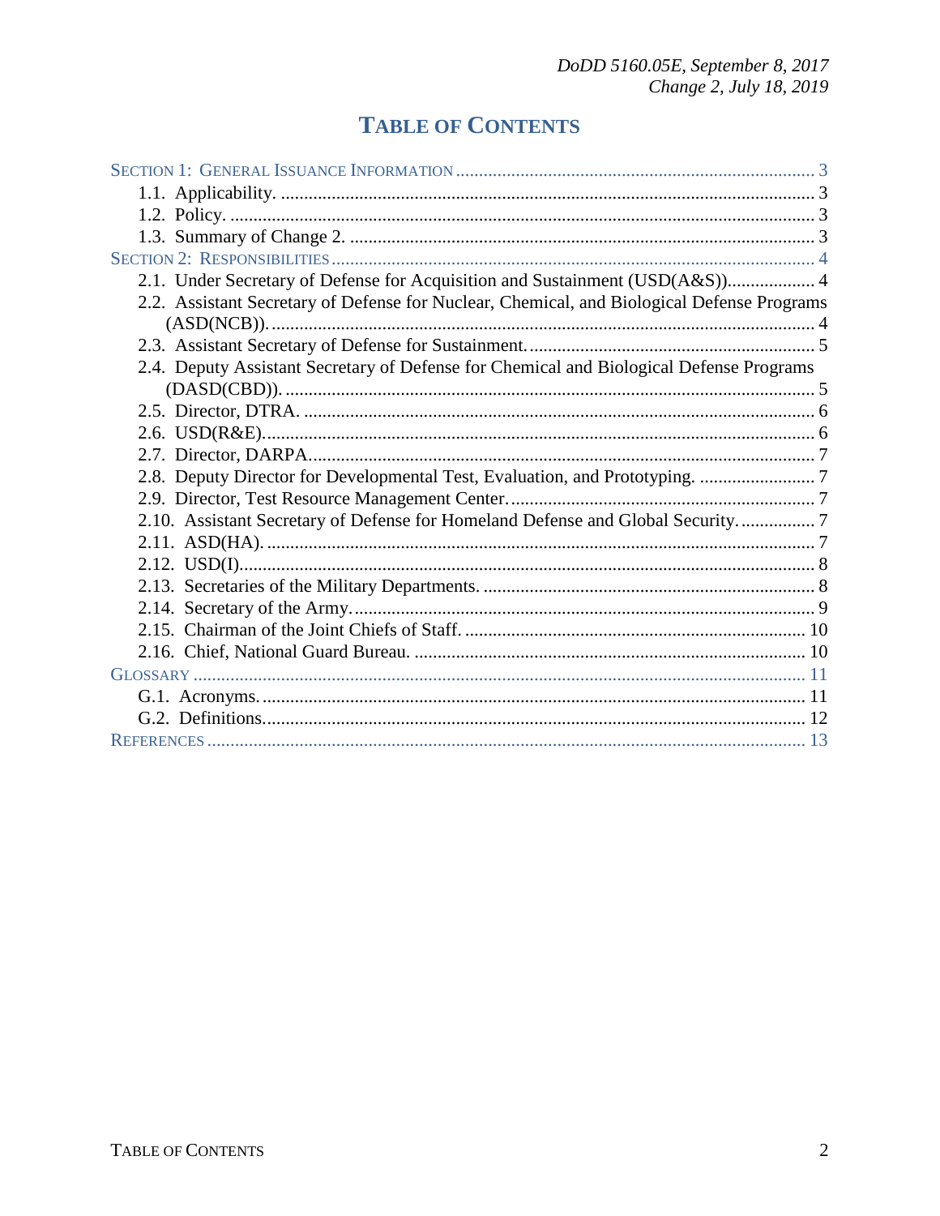# TABLE OF CONTENTS

SECTION 1: GENERAL ISSUANCE INFORMATION ........ 3
- 1.1. Applicability. ........ 3
- 1.2. Policy. ........ 3
- 1.3. Summary of Change 2. ........ 3

SECTION 2: RESPONSIBILITIES ........ 4
- 2.1. Under Secretary of Defense for Acquisition and Sustainment (USD(A&S)). ........ 4
- 2.2. Assistant Secretary of Defense for Nuclear, Chemical, and Biological Defense Programs (ASD(NCB)). ........ 4
- 2.3. Assistant Secretary of Defense for Sustainment. ........ 5
- 2.4. Deputy Assistant Secretary of Defense for Chemical and Biological Defense Programs (DASD(CBD)). ........ 5
- 2.5. Director, DTRA. ........ 6
- 2.6. USD(R&E). ........ 6
- 2.7. Director, DARPA. ........ 7
- 2.8. Deputy Director for Developmental Test, Evaluation, and Prototyping. ........ 7
- 2.9. Director, Test Resource Management Center. ........ 7
- 2.10. Assistant Secretary of Defense for Homeland Defense and Global Security. ........ 7
- 2.11. ASD(HA). ........ 7
- 2.12. USD(I). ........ 8
- 2.13. Secretaries of the Military Departments. ........ 8
- 2.14. Secretary of the Army. ........ 9
- 2.15. Chairman of the Joint Chiefs of Staff. ........ 10
- 2.16. Chief, National Guard Bureau. ........ 10

GLOSSARY ........ 11
- G.1. Acronyms. ........ 11
- G.2. Definitions. ........ 12

REFERENCES ........ 13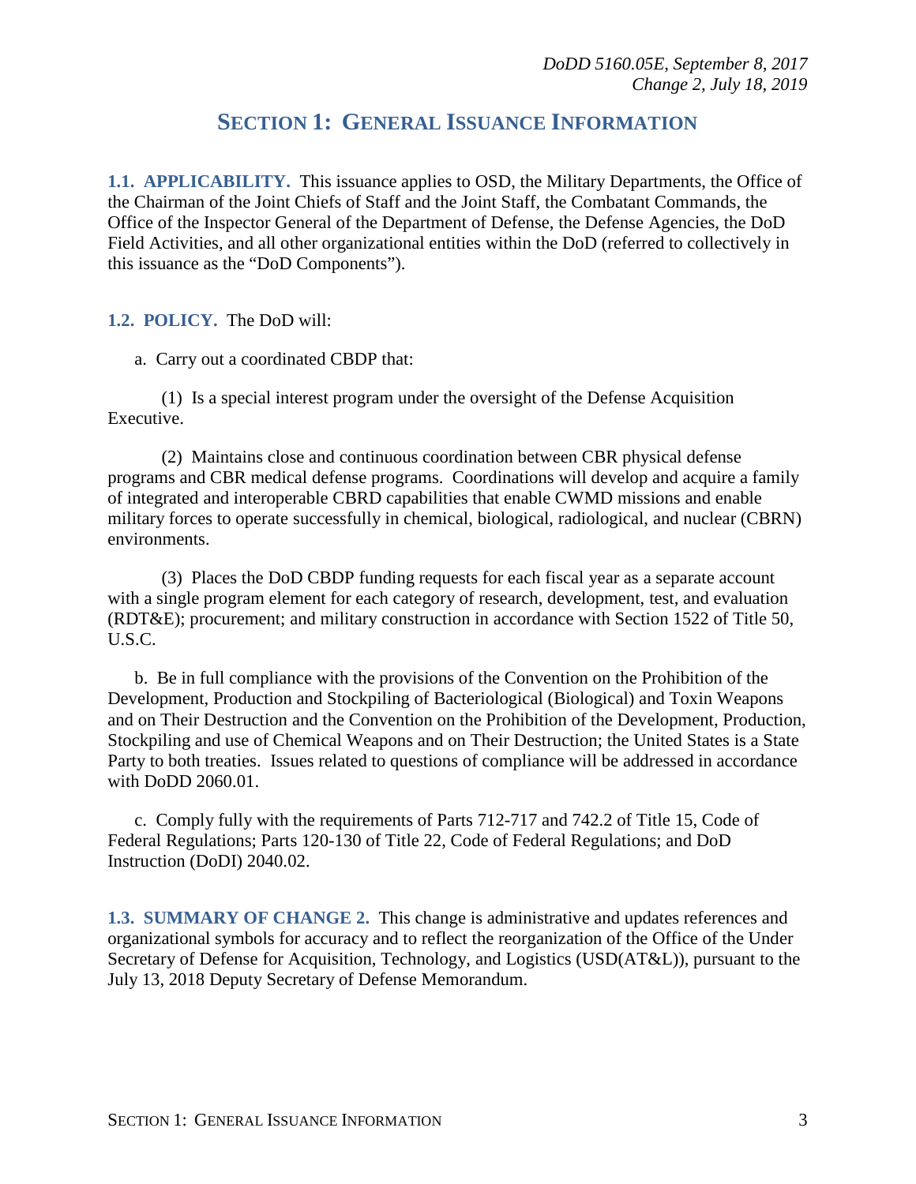# SECTION 1: GENERAL ISSUANCE INFORMATION

**1.1. APPLICABILITY.** This issuance applies to OSD, the Military Departments, the Office of the Chairman of the Joint Chiefs of Staff and the Joint Staff, the Combatant Commands, the Office of the Inspector General of the Department of Defense, the Defense Agencies, the DoD Field Activities, and all other organizational entities within the DoD (referred to collectively in this issuance as the "DoD Components").

**1.2. POLICY.** The DoD will:

a. Carry out a coordinated CBDP that:

(1) Is a special interest program under the oversight of the Defense Acquisition Executive.

(2) Maintains close and continuous coordination between CBR physical defense programs and CBR medical defense programs. Coordinations will develop and acquire a family of integrated and interoperable CBRD capabilities that enable CWMD missions and enable military forces to operate successfully in chemical, biological, radiological, and nuclear (CBRN) environments.

(3) Places the DoD CBDP funding requests for each fiscal year as a separate account with a single program element for each category of research, development, test, and evaluation (RDT&E); procurement; and military construction in accordance with Section 1522 of Title 50, U.S.C.

b. Be in full compliance with the provisions of the Convention on the Prohibition of the Development, Production and Stockpiling of Bacteriological (Biological) and Toxin Weapons and on Their Destruction and the Convention on the Prohibition of the Development, Production, Stockpiling and use of Chemical Weapons and on Their Destruction; the United States is a State Party to both treaties. Issues related to questions of compliance will be addressed in accordance with DoDD 2060.01.

c. Comply fully with the requirements of Parts 712-717 and 742.2 of Title 15, Code of Federal Regulations; Parts 120-130 of Title 22, Code of Federal Regulations; and DoD Instruction (DoDI) 2040.02.

**1.3. SUMMARY OF CHANGE 2.** This change is administrative and updates references and organizational symbols for accuracy and to reflect the reorganization of the Office of the Under Secretary of Defense for Acquisition, Technology, and Logistics (USD(AT&L)), pursuant to the July 13, 2018 Deputy Secretary of Defense Memorandum.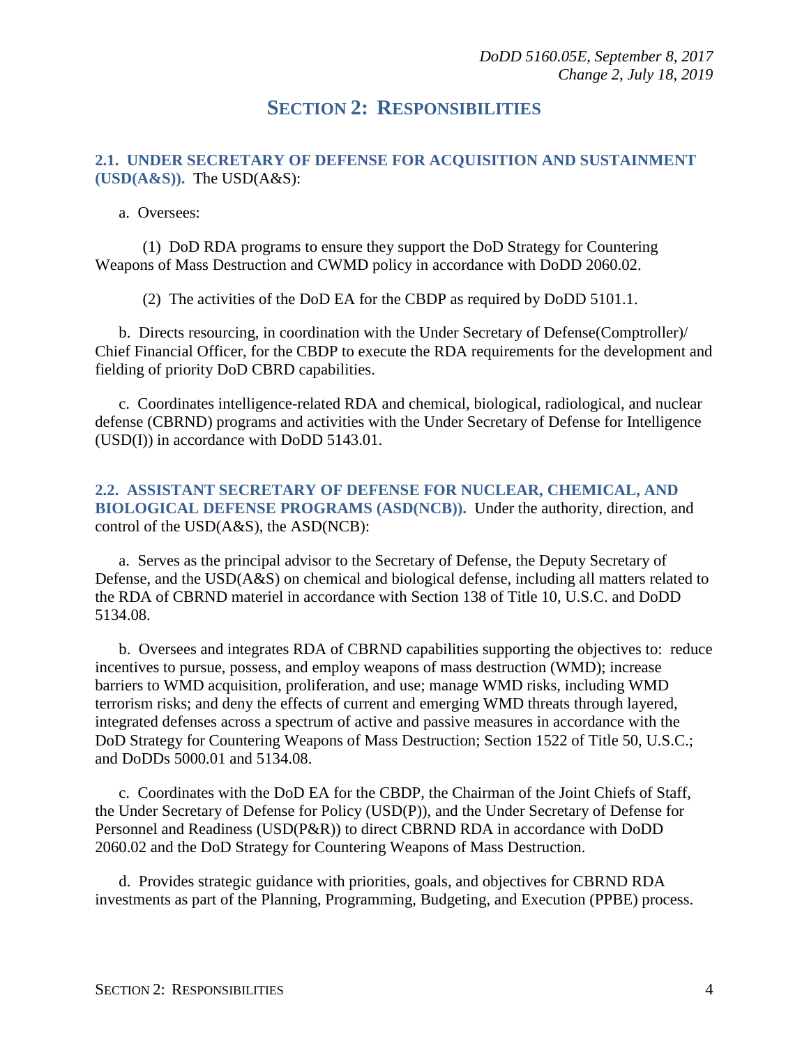# SECTION 2: RESPONSIBILITIES

**2.1. UNDER SECRETARY OF DEFENSE FOR ACQUISITION AND SUSTAINMENT (USD(A&S)).** The USD(A&S):

a. Oversees:

(1) DoD RDA programs to ensure they support the DoD Strategy for Countering Weapons of Mass Destruction and CWMD policy in accordance with DoDD 2060.02.

(2) The activities of the DoD EA for the CBDP as required by DoDD 5101.1.

b. Directs resourcing, in coordination with the Under Secretary of Defense(Comptroller)/ Chief Financial Officer, for the CBDP to execute the RDA requirements for the development and fielding of priority DoD CBRD capabilities.

c. Coordinates intelligence-related RDA and chemical, biological, radiological, and nuclear defense (CBRND) programs and activities with the Under Secretary of Defense for Intelligence (USD(I)) in accordance with DoDD 5143.01.

**2.2. ASSISTANT SECRETARY OF DEFENSE FOR NUCLEAR, CHEMICAL, AND BIOLOGICAL DEFENSE PROGRAMS (ASD(NCB)).** Under the authority, direction, and control of the USD(A&S), the ASD(NCB):

a. Serves as the principal advisor to the Secretary of Defense, the Deputy Secretary of Defense, and the USD(A&S) on chemical and biological defense, including all matters related to the RDA of CBRND materiel in accordance with Section 138 of Title 10, U.S.C. and DoDD 5134.08.

b. Oversees and integrates RDA of CBRND capabilities supporting the objectives to: reduce incentives to pursue, possess, and employ weapons of mass destruction (WMD); increase barriers to WMD acquisition, proliferation, and use; manage WMD risks, including WMD terrorism risks; and deny the effects of current and emerging WMD threats through layered, integrated defenses across a spectrum of active and passive measures in accordance with the DoD Strategy for Countering Weapons of Mass Destruction; Section 1522 of Title 50, U.S.C.; and DoDDs 5000.01 and 5134.08.

c. Coordinates with the DoD EA for the CBDP, the Chairman of the Joint Chiefs of Staff, the Under Secretary of Defense for Policy (USD(P)), and the Under Secretary of Defense for Personnel and Readiness (USD(P&R)) to direct CBRND RDA in accordance with DoDD 2060.02 and the DoD Strategy for Countering Weapons of Mass Destruction.

d. Provides strategic guidance with priorities, goals, and objectives for CBRND RDA investments as part of the Planning, Programming, Budgeting, and Execution (PPBE) process.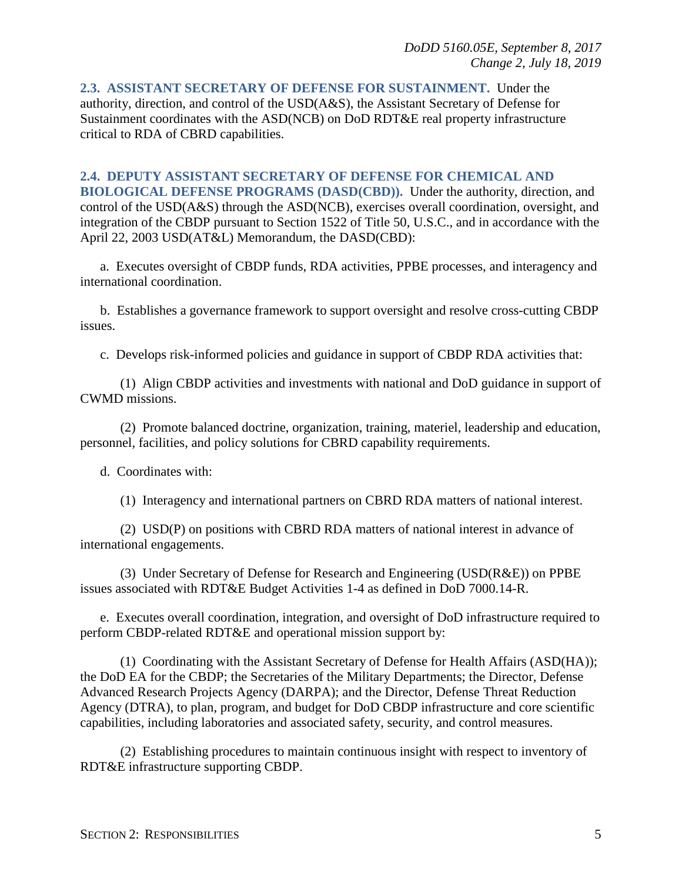**2.3. ASSISTANT SECRETARY OF DEFENSE FOR SUSTAINMENT.** Under the authority, direction, and control of the USD(A&S), the Assistant Secretary of Defense for Sustainment coordinates with the ASD(NCB) on DoD RDT&E real property infrastructure critical to RDA of CBRD capabilities.

**2.4. DEPUTY ASSISTANT SECRETARY OF DEFENSE FOR CHEMICAL AND BIOLOGICAL DEFENSE PROGRAMS (DASD(CBD)).** Under the authority, direction, and control of the USD(A&S) through the ASD(NCB), exercises overall coordination, oversight, and integration of the CBDP pursuant to Section 1522 of Title 50, U.S.C., and in accordance with the April 22, 2003 USD(AT&L) Memorandum, the DASD(CBD):

a. Executes oversight of CBDP funds, RDA activities, PPBE processes, and interagency and international coordination.

b. Establishes a governance framework to support oversight and resolve cross-cutting CBDP issues.

c. Develops risk-informed policies and guidance in support of CBDP RDA activities that:

(1) Align CBDP activities and investments with national and DoD guidance in support of CWMD missions.

(2) Promote balanced doctrine, organization, training, materiel, leadership and education, personnel, facilities, and policy solutions for CBRD capability requirements.

d. Coordinates with:

(1) Interagency and international partners on CBRD RDA matters of national interest.

(2) USD(P) on positions with CBRD RDA matters of national interest in advance of international engagements.

(3) Under Secretary of Defense for Research and Engineering (USD(R&E)) on PPBE issues associated with RDT&E Budget Activities 1-4 as defined in DoD 7000.14-R.

e. Executes overall coordination, integration, and oversight of DoD infrastructure required to perform CBDP-related RDT&E and operational mission support by:

(1) Coordinating with the Assistant Secretary of Defense for Health Affairs (ASD(HA)); the DoD EA for the CBDP; the Secretaries of the Military Departments; the Director, Defense Advanced Research Projects Agency (DARPA); and the Director, Defense Threat Reduction Agency (DTRA), to plan, program, and budget for DoD CBDP infrastructure and core scientific capabilities, including laboratories and associated safety, security, and control measures.

(2) Establishing procedures to maintain continuous insight with respect to inventory of RDT&E infrastructure supporting CBDP.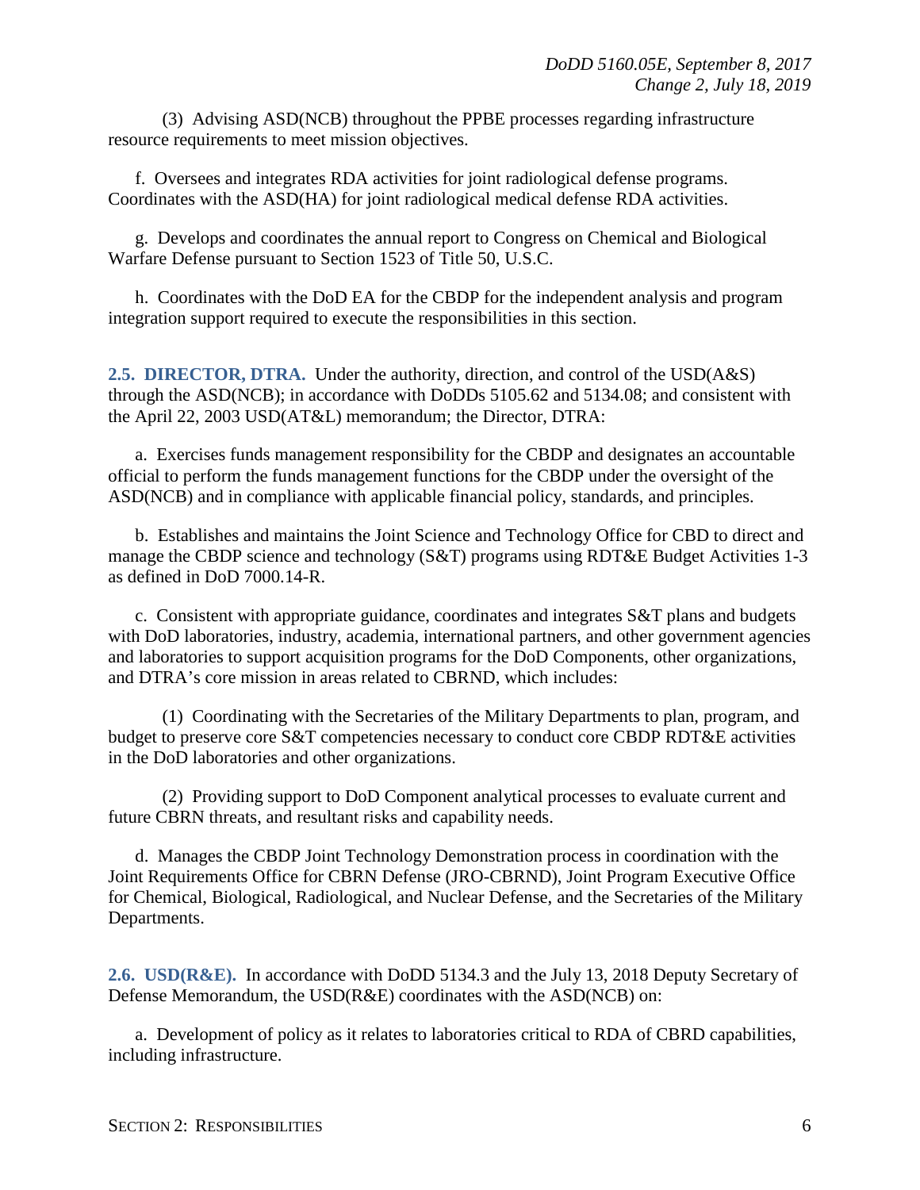(3) Advising ASD(NCB) throughout the PPBE processes regarding infrastructure resource requirements to meet mission objectives.

f. Oversees and integrates RDA activities for joint radiological defense programs. Coordinates with the ASD(HA) for joint radiological medical defense RDA activities.

g. Develops and coordinates the annual report to Congress on Chemical and Biological Warfare Defense pursuant to Section 1523 of Title 50, U.S.C.

h. Coordinates with the DoD EA for the CBDP for the independent analysis and program integration support required to execute the responsibilities in this section.

**2.5. DIRECTOR, DTRA.** Under the authority, direction, and control of the USD(A&S) through the ASD(NCB); in accordance with DoDDs 5105.62 and 5134.08; and consistent with the April 22, 2003 USD(AT&L) memorandum; the Director, DTRA:

a. Exercises funds management responsibility for the CBDP and designates an accountable official to perform the funds management functions for the CBDP under the oversight of the ASD(NCB) and in compliance with applicable financial policy, standards, and principles.

b. Establishes and maintains the Joint Science and Technology Office for CBD to direct and manage the CBDP science and technology (S&T) programs using RDT&E Budget Activities 1-3 as defined in DoD 7000.14-R.

c. Consistent with appropriate guidance, coordinates and integrates S&T plans and budgets with DoD laboratories, industry, academia, international partners, and other government agencies and laboratories to support acquisition programs for the DoD Components, other organizations, and DTRA's core mission in areas related to CBRND, which includes:

(1) Coordinating with the Secretaries of the Military Departments to plan, program, and budget to preserve core S&T competencies necessary to conduct core CBDP RDT&E activities in the DoD laboratories and other organizations.

(2) Providing support to DoD Component analytical processes to evaluate current and future CBRN threats, and resultant risks and capability needs.

d. Manages the CBDP Joint Technology Demonstration process in coordination with the Joint Requirements Office for CBRN Defense (JRO-CBRND), Joint Program Executive Office for Chemical, Biological, Radiological, and Nuclear Defense, and the Secretaries of the Military Departments.

**2.6. USD(R&E).** In accordance with DoDD 5134.3 and the July 13, 2018 Deputy Secretary of Defense Memorandum, the USD(R&E) coordinates with the ASD(NCB) on:

a. Development of policy as it relates to laboratories critical to RDA of CBRD capabilities, including infrastructure.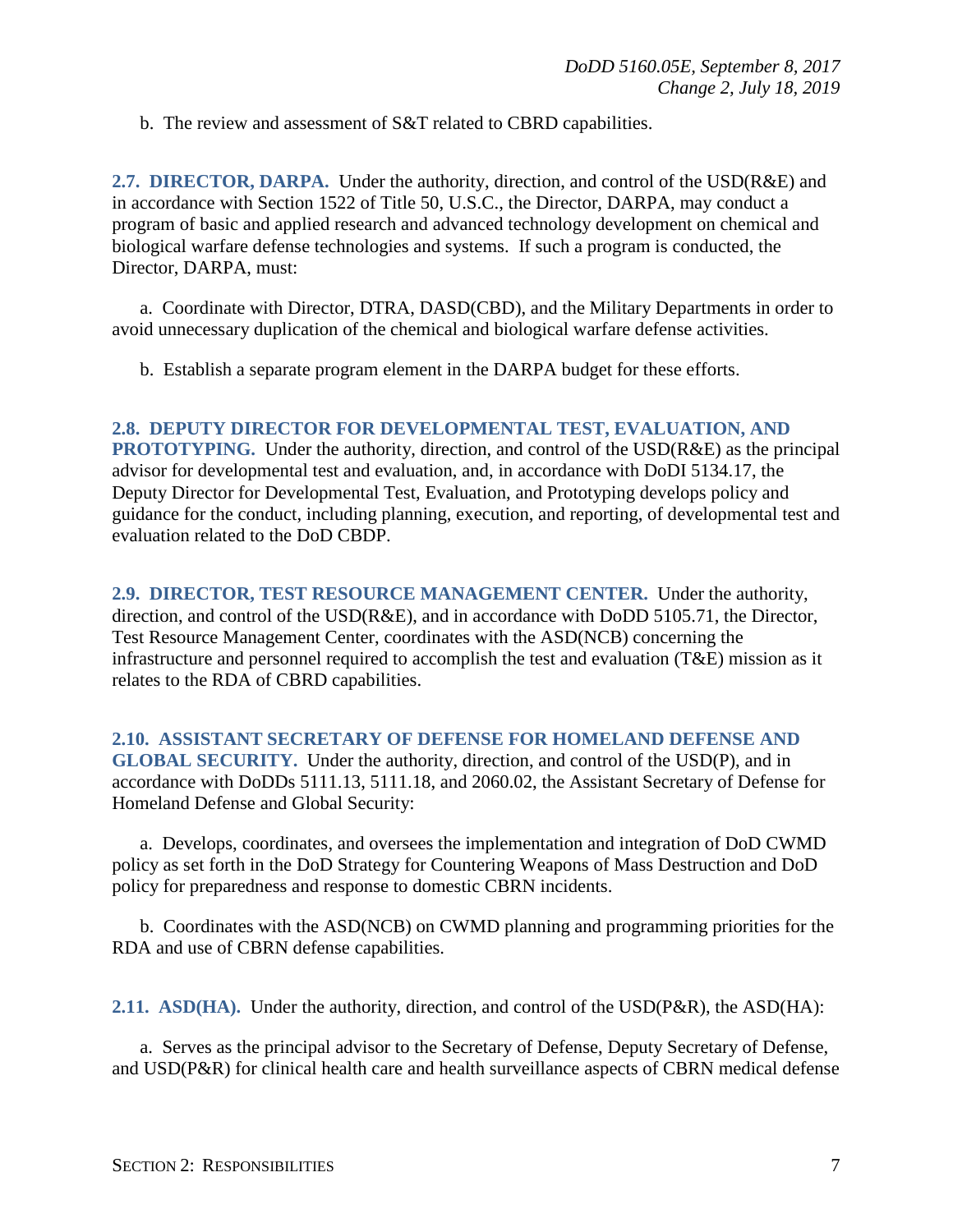b. The review and assessment of S&T related to CBRD capabilities.

**2.7. DIRECTOR, DARPA.** Under the authority, direction, and control of the USD(R&E) and in accordance with Section 1522 of Title 50, U.S.C., the Director, DARPA, may conduct a program of basic and applied research and advanced technology development on chemical and biological warfare defense technologies and systems. If such a program is conducted, the Director, DARPA, must:

a. Coordinate with Director, DTRA, DASD(CBD), and the Military Departments in order to avoid unnecessary duplication of the chemical and biological warfare defense activities.

b. Establish a separate program element in the DARPA budget for these efforts.

**2.8. DEPUTY DIRECTOR FOR DEVELOPMENTAL TEST, EVALUATION, AND PROTOTYPING.** Under the authority, direction, and control of the USD(R&E) as the principal advisor for developmental test and evaluation, and, in accordance with DoDI 5134.17, the Deputy Director for Developmental Test, Evaluation, and Prototyping develops policy and guidance for the conduct, including planning, execution, and reporting, of developmental test and evaluation related to the DoD CBDP.

**2.9. DIRECTOR, TEST RESOURCE MANAGEMENT CENTER.** Under the authority, direction, and control of the USD(R&E), and in accordance with DoDD 5105.71, the Director, Test Resource Management Center, coordinates with the ASD(NCB) concerning the infrastructure and personnel required to accomplish the test and evaluation (T&E) mission as it relates to the RDA of CBRD capabilities.

**2.10. ASSISTANT SECRETARY OF DEFENSE FOR HOMELAND DEFENSE AND GLOBAL SECURITY.** Under the authority, direction, and control of the USD(P), and in accordance with DoDDs 5111.13, 5111.18, and 2060.02, the Assistant Secretary of Defense for Homeland Defense and Global Security:

a. Develops, coordinates, and oversees the implementation and integration of DoD CWMD policy as set forth in the DoD Strategy for Countering Weapons of Mass Destruction and DoD policy for preparedness and response to domestic CBRN incidents.

b. Coordinates with the ASD(NCB) on CWMD planning and programming priorities for the RDA and use of CBRN defense capabilities.

**2.11. ASD(HA).** Under the authority, direction, and control of the USD(P&R), the ASD(HA):

a. Serves as the principal advisor to the Secretary of Defense, Deputy Secretary of Defense, and USD(P&R) for clinical health care and health surveillance aspects of CBRN medical defense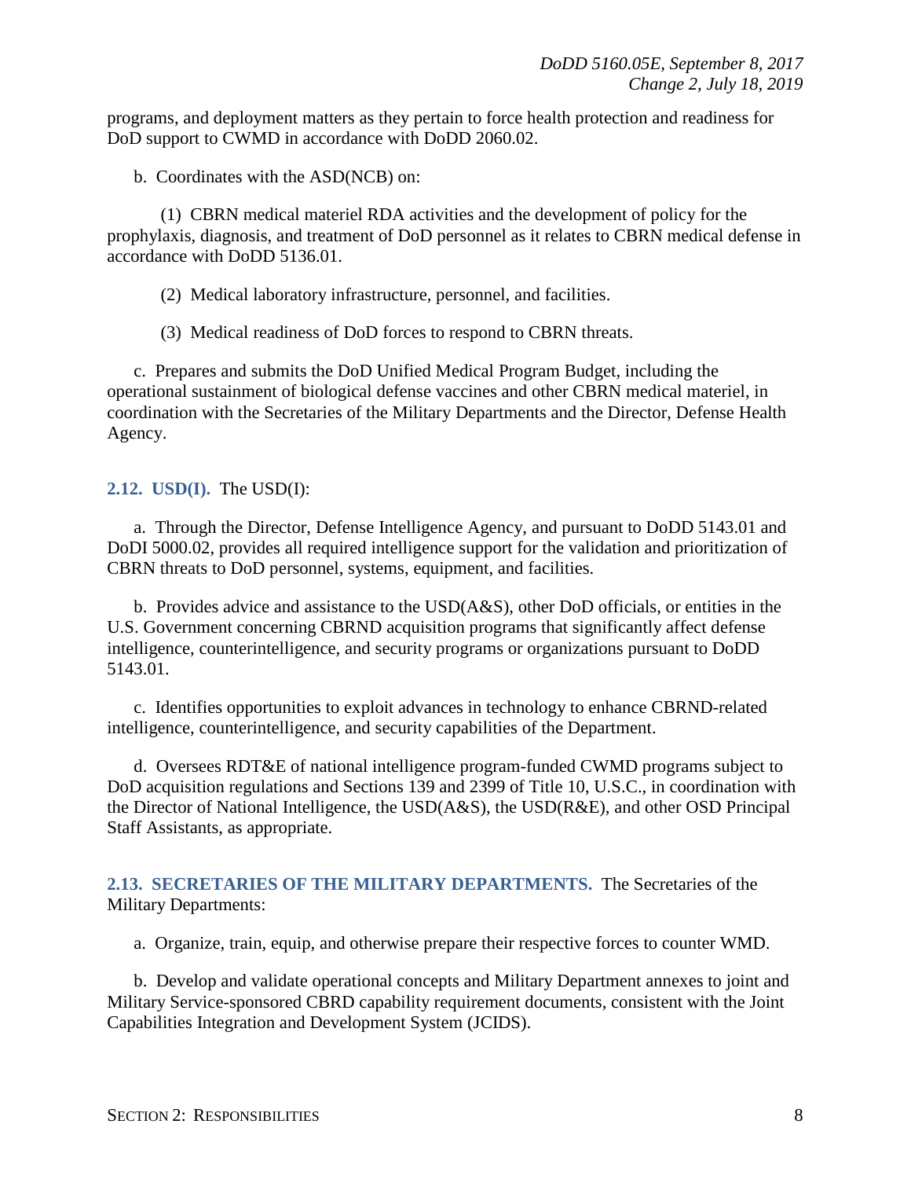programs, and deployment matters as they pertain to force health protection and readiness for DoD support to CWMD in accordance with DoDD 2060.02.

b. Coordinates with the ASD(NCB) on:

(1) CBRN medical materiel RDA activities and the development of policy for the prophylaxis, diagnosis, and treatment of DoD personnel as it relates to CBRN medical defense in accordance with DoDD 5136.01.

(2) Medical laboratory infrastructure, personnel, and facilities.

(3) Medical readiness of DoD forces to respond to CBRN threats.

c. Prepares and submits the DoD Unified Medical Program Budget, including the operational sustainment of biological defense vaccines and other CBRN medical materiel, in coordination with the Secretaries of the Military Departments and the Director, Defense Health Agency.

**2.12. USD(I).** The USD(I):

a. Through the Director, Defense Intelligence Agency, and pursuant to DoDD 5143.01 and DoDI 5000.02, provides all required intelligence support for the validation and prioritization of CBRN threats to DoD personnel, systems, equipment, and facilities.

b. Provides advice and assistance to the USD(A&S), other DoD officials, or entities in the U.S. Government concerning CBRND acquisition programs that significantly affect defense intelligence, counterintelligence, and security programs or organizations pursuant to DoDD 5143.01.

c. Identifies opportunities to exploit advances in technology to enhance CBRND-related intelligence, counterintelligence, and security capabilities of the Department.

d. Oversees RDT&E of national intelligence program-funded CWMD programs subject to DoD acquisition regulations and Sections 139 and 2399 of Title 10, U.S.C., in coordination with the Director of National Intelligence, the USD(A&S), the USD(R&E), and other OSD Principal Staff Assistants, as appropriate.

**2.13. SECRETARIES OF THE MILITARY DEPARTMENTS.** The Secretaries of the Military Departments:

a. Organize, train, equip, and otherwise prepare their respective forces to counter WMD.

b. Develop and validate operational concepts and Military Department annexes to joint and Military Service-sponsored CBRD capability requirement documents, consistent with the Joint Capabilities Integration and Development System (JCIDS).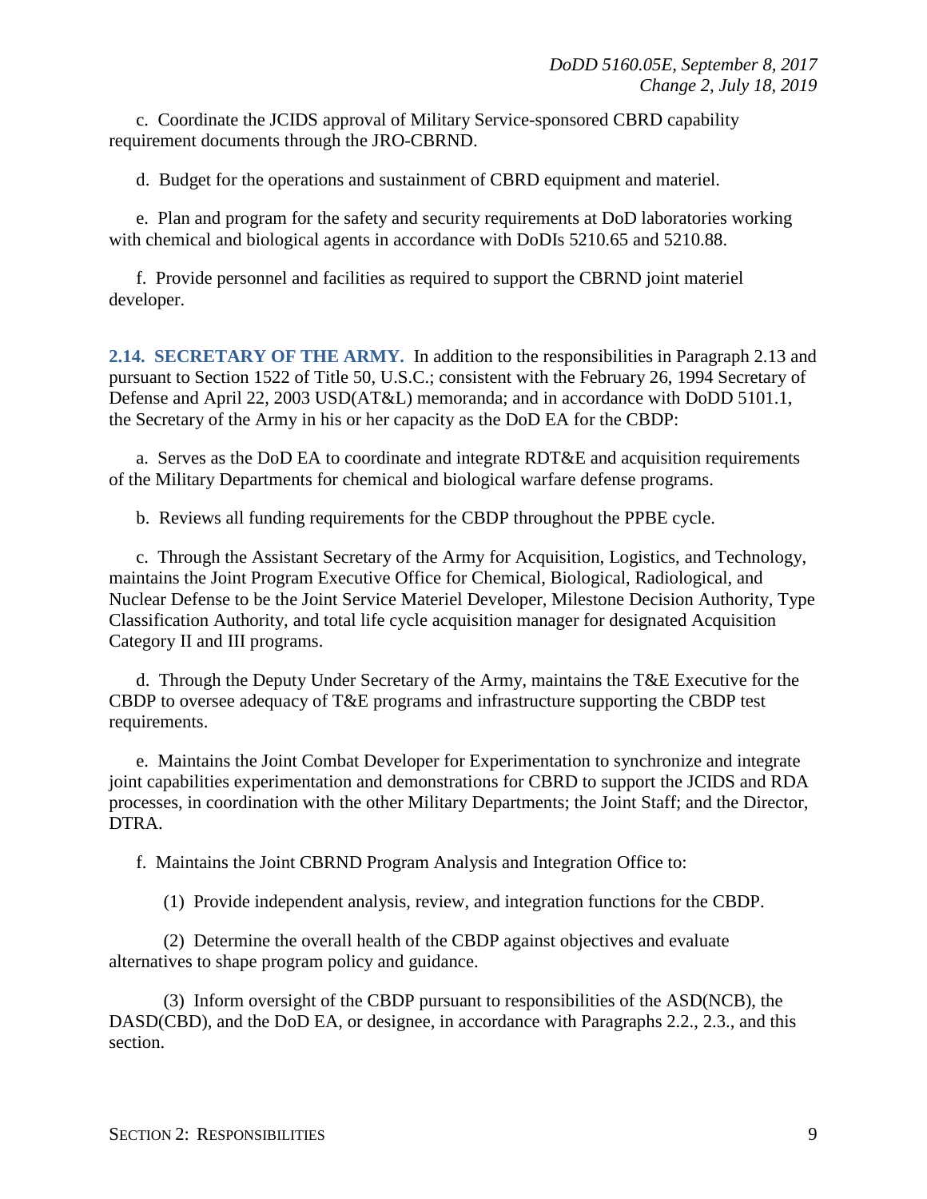c. Coordinate the JCIDS approval of Military Service-sponsored CBRD capability requirement documents through the JRO-CBRND.

d. Budget for the operations and sustainment of CBRD equipment and materiel.

e. Plan and program for the safety and security requirements at DoD laboratories working with chemical and biological agents in accordance with DoDIs 5210.65 and 5210.88.

f. Provide personnel and facilities as required to support the CBRND joint materiel developer.

**2.14. SECRETARY OF THE ARMY.** In addition to the responsibilities in Paragraph 2.13 and pursuant to Section 1522 of Title 50, U.S.C.; consistent with the February 26, 1994 Secretary of Defense and April 22, 2003 USD(AT&L) memoranda; and in accordance with DoDD 5101.1, the Secretary of the Army in his or her capacity as the DoD EA for the CBDP:

a. Serves as the DoD EA to coordinate and integrate RDT&E and acquisition requirements of the Military Departments for chemical and biological warfare defense programs.

b. Reviews all funding requirements for the CBDP throughout the PPBE cycle.

c. Through the Assistant Secretary of the Army for Acquisition, Logistics, and Technology, maintains the Joint Program Executive Office for Chemical, Biological, Radiological, and Nuclear Defense to be the Joint Service Materiel Developer, Milestone Decision Authority, Type Classification Authority, and total life cycle acquisition manager for designated Acquisition Category II and III programs.

d. Through the Deputy Under Secretary of the Army, maintains the T&E Executive for the CBDP to oversee adequacy of T&E programs and infrastructure supporting the CBDP test requirements.

e. Maintains the Joint Combat Developer for Experimentation to synchronize and integrate joint capabilities experimentation and demonstrations for CBRD to support the JCIDS and RDA processes, in coordination with the other Military Departments; the Joint Staff; and the Director, DTRA.

f. Maintains the Joint CBRND Program Analysis and Integration Office to:

(1) Provide independent analysis, review, and integration functions for the CBDP.

(2) Determine the overall health of the CBDP against objectives and evaluate alternatives to shape program policy and guidance.

(3) Inform oversight of the CBDP pursuant to responsibilities of the ASD(NCB), the DASD(CBD), and the DoD EA, or designee, in accordance with Paragraphs 2.2., 2.3., and this section.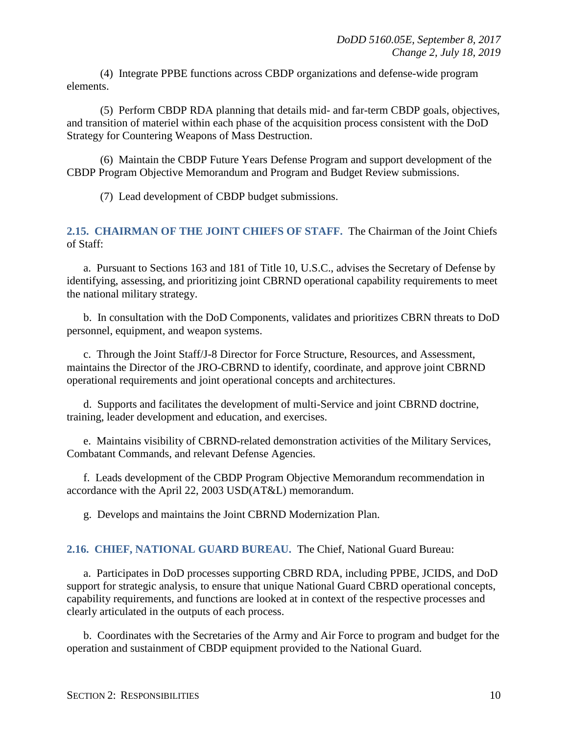(4) Integrate PPBE functions across CBDP organizations and defense-wide program elements.

(5) Perform CBDP RDA planning that details mid- and far-term CBDP goals, objectives, and transition of materiel within each phase of the acquisition process consistent with the DoD Strategy for Countering Weapons of Mass Destruction.

(6) Maintain the CBDP Future Years Defense Program and support development of the CBDP Program Objective Memorandum and Program and Budget Review submissions.

(7) Lead development of CBDP budget submissions.

## 2.15. CHAIRMAN OF THE JOINT CHIEFS OF STAFF.

The Chairman of the Joint Chiefs of Staff:

a. Pursuant to Sections 163 and 181 of Title 10, U.S.C., advises the Secretary of Defense by identifying, assessing, and prioritizing joint CBRND operational capability requirements to meet the national military strategy.

b. In consultation with the DoD Components, validates and prioritizes CBRN threats to DoD personnel, equipment, and weapon systems.

c. Through the Joint Staff/J-8 Director for Force Structure, Resources, and Assessment, maintains the Director of the JRO-CBRND to identify, coordinate, and approve joint CBRND operational requirements and joint operational concepts and architectures.

d. Supports and facilitates the development of multi-Service and joint CBRND doctrine, training, leader development and education, and exercises.

e. Maintains visibility of CBRND-related demonstration activities of the Military Services, Combatant Commands, and relevant Defense Agencies.

f. Leads development of the CBDP Program Objective Memorandum recommendation in accordance with the April 22, 2003 USD(AT&L) memorandum.

g. Develops and maintains the Joint CBRND Modernization Plan.

## 2.16. CHIEF, NATIONAL GUARD BUREAU.

The Chief, National Guard Bureau:

a. Participates in DoD processes supporting CBRD RDA, including PPBE, JCIDS, and DoD support for strategic analysis, to ensure that unique National Guard CBRD operational concepts, capability requirements, and functions are looked at in context of the respective processes and clearly articulated in the outputs of each process.

b. Coordinates with the Secretaries of the Army and Air Force to program and budget for the operation and sustainment of CBDP equipment provided to the National Guard.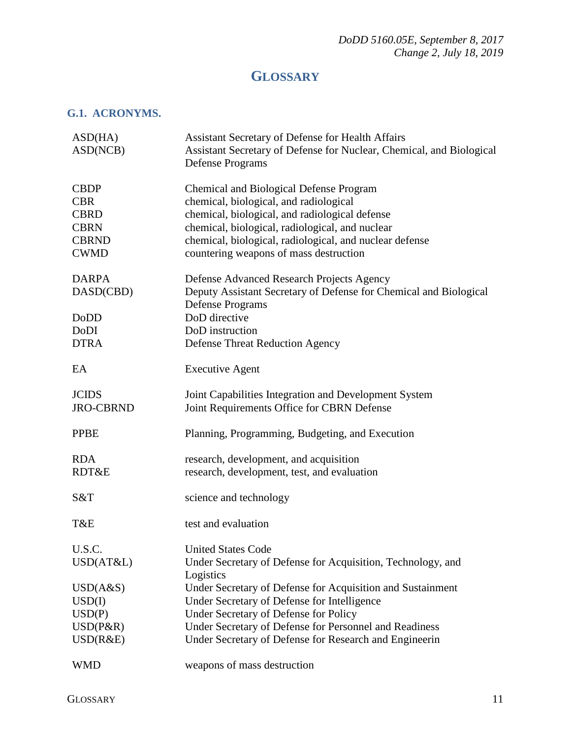# GLOSSARY

## G.1. ACRONYMS.

| | |
|---|---|
| ASD(HA) | Assistant Secretary of Defense for Health Affairs |
| ASD(NCB) | Assistant Secretary of Defense for Nuclear, Chemical, and Biological Defense Programs |
| CBDP | Chemical and Biological Defense Program |
| CBR | chemical, biological, and radiological |
| CBRD | chemical, biological, and radiological defense |
| CBRN | chemical, biological, radiological, and nuclear |
| CBRND | chemical, biological, radiological, and nuclear defense |
| CWMD | countering weapons of mass destruction |
| DARPA | Defense Advanced Research Projects Agency |
| DASD(CBD) | Deputy Assistant Secretary of Defense for Chemical and Biological Defense Programs |
| DoDD | DoD directive |
| DoDI | DoD instruction |
| DTRA | Defense Threat Reduction Agency |
| EA | Executive Agent |
| JCIDS | Joint Capabilities Integration and Development System |
| JRO-CBRND | Joint Requirements Office for CBRN Defense |
| PPBE | Planning, Programming, Budgeting, and Execution |
| RDA | research, development, and acquisition |
| RDT&E | research, development, test, and evaluation |
| S&T | science and technology |
| T&E | test and evaluation |
| U.S.C. | United States Code |
| USD(AT&L) | Under Secretary of Defense for Acquisition, Technology, and Logistics |
| USD(A&S) | Under Secretary of Defense for Acquisition and Sustainment |
| USD(I) | Under Secretary of Defense for Intelligence |
| USD(P) | Under Secretary of Defense for Policy |
| USD(P&R) | Under Secretary of Defense for Personnel and Readiness |
| USD(R&E) | Under Secretary of Defense for Research and Engineerin |
| WMD | weapons of mass destruction |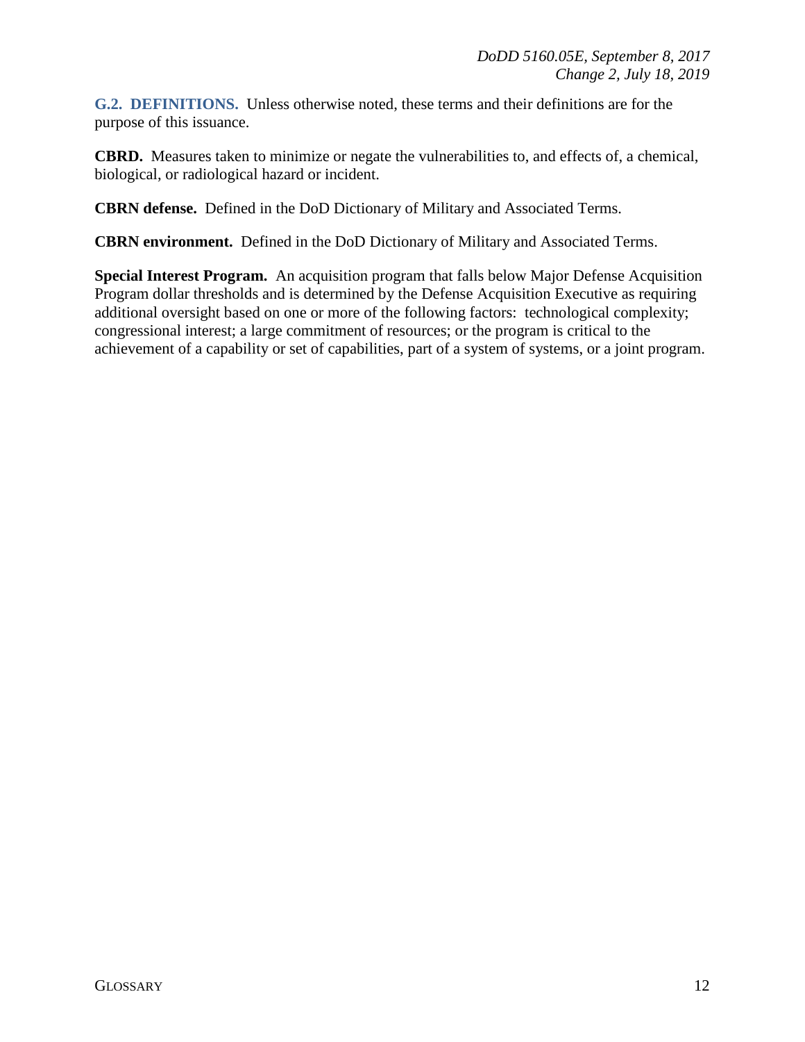## G.2. DEFINITIONS.

Unless otherwise noted, these terms and their definitions are for the purpose of this issuance.

**CBRD.** Measures taken to minimize or negate the vulnerabilities to, and effects of, a chemical, biological, or radiological hazard or incident.

**CBRN defense.** Defined in the DoD Dictionary of Military and Associated Terms.

**CBRN environment.** Defined in the DoD Dictionary of Military and Associated Terms.

**Special Interest Program.** An acquisition program that falls below Major Defense Acquisition Program dollar thresholds and is determined by the Defense Acquisition Executive as requiring additional oversight based on one or more of the following factors: technological complexity; congressional interest; a large commitment of resources; or the program is critical to the achievement of a capability or set of capabilities, part of a system of systems, or a joint program.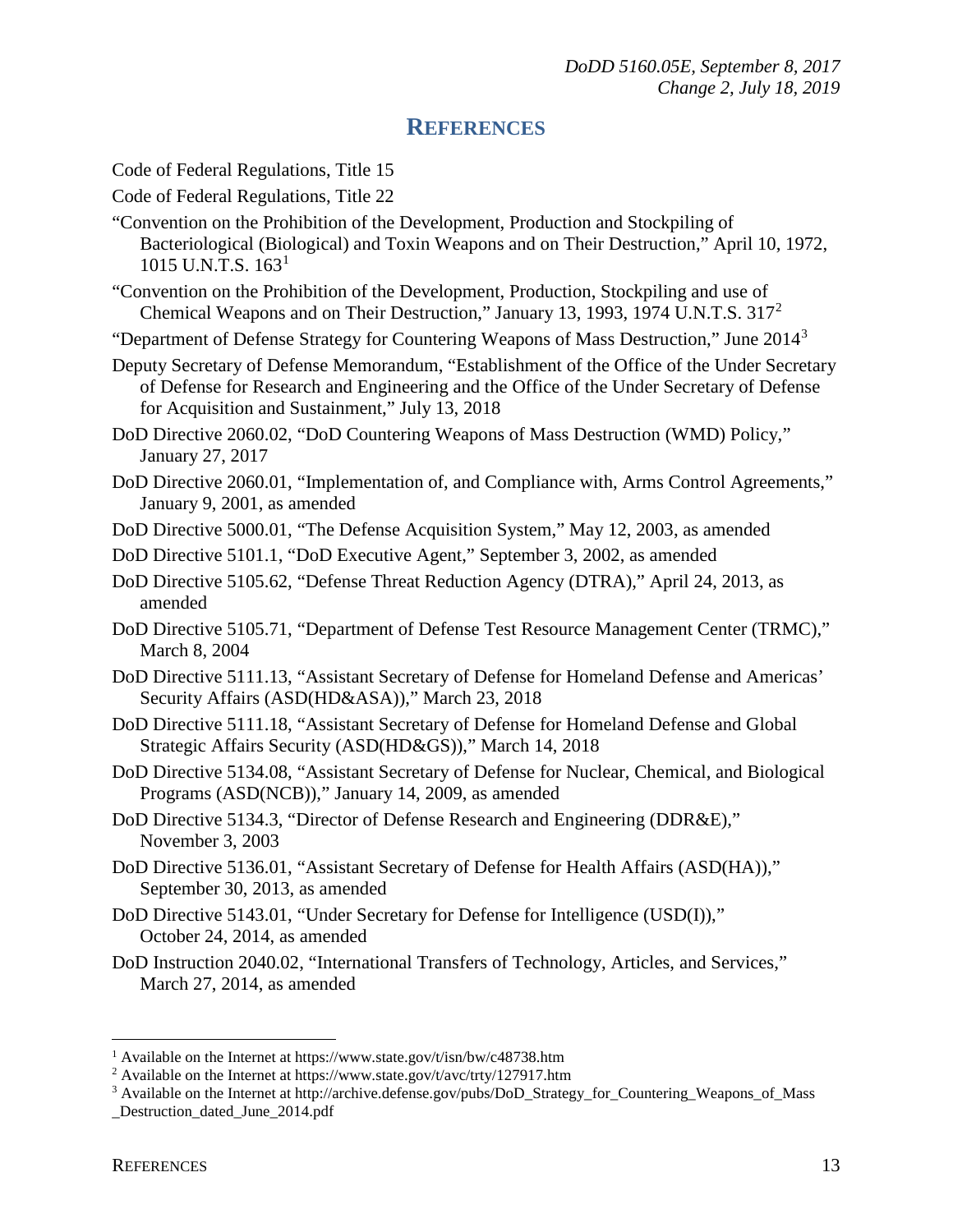# REFERENCES

Code of Federal Regulations, Title 15

Code of Federal Regulations, Title 22

"Convention on the Prohibition of the Development, Production and Stockpiling of Bacteriological (Biological) and Toxin Weapons and on Their Destruction," April 10, 1972, 1015 U.N.T.S. 163[1]

"Convention on the Prohibition of the Development, Production, Stockpiling and use of Chemical Weapons and on Their Destruction," January 13, 1993, 1974 U.N.T.S. 317[2]

"Department of Defense Strategy for Countering Weapons of Mass Destruction," June 2014[3]

Deputy Secretary of Defense Memorandum, "Establishment of the Office of the Under Secretary of Defense for Research and Engineering and the Office of the Under Secretary of Defense for Acquisition and Sustainment," July 13, 2018

DoD Directive 2060.02, "DoD Countering Weapons of Mass Destruction (WMD) Policy," January 27, 2017

DoD Directive 2060.01, "Implementation of, and Compliance with, Arms Control Agreements," January 9, 2001, as amended

DoD Directive 5000.01, "The Defense Acquisition System," May 12, 2003, as amended

DoD Directive 5101.1, "DoD Executive Agent," September 3, 2002, as amended

DoD Directive 5105.62, "Defense Threat Reduction Agency (DTRA)," April 24, 2013, as amended

DoD Directive 5105.71, "Department of Defense Test Resource Management Center (TRMC)," March 8, 2004

DoD Directive 5111.13, "Assistant Secretary of Defense for Homeland Defense and Americas' Security Affairs (ASD(HD&ASA))," March 23, 2018

DoD Directive 5111.18, "Assistant Secretary of Defense for Homeland Defense and Global Strategic Affairs Security (ASD(HD&GS))," March 14, 2018

DoD Directive 5134.08, "Assistant Secretary of Defense for Nuclear, Chemical, and Biological Programs (ASD(NCB))," January 14, 2009, as amended

DoD Directive 5134.3, "Director of Defense Research and Engineering (DDR&E)," November 3, 2003

DoD Directive 5136.01, "Assistant Secretary of Defense for Health Affairs (ASD(HA))," September 30, 2013, as amended

DoD Directive 5143.01, "Under Secretary for Defense for Intelligence (USD(I))," October 24, 2014, as amended

DoD Instruction 2040.02, "International Transfers of Technology, Articles, and Services," March 27, 2014, as amended

---

[1] Available on the Internet at https://www.state.gov/t/isn/bw/c48738.htm

[2] Available on the Internet at https://www.state.gov/t/avc/trty/127917.htm

[3] Available on the Internet at http://archive.defense.gov/pubs/DoD_Strategy_for_Countering_Weapons_of_Mass_Destruction_dated_June_2014.pdf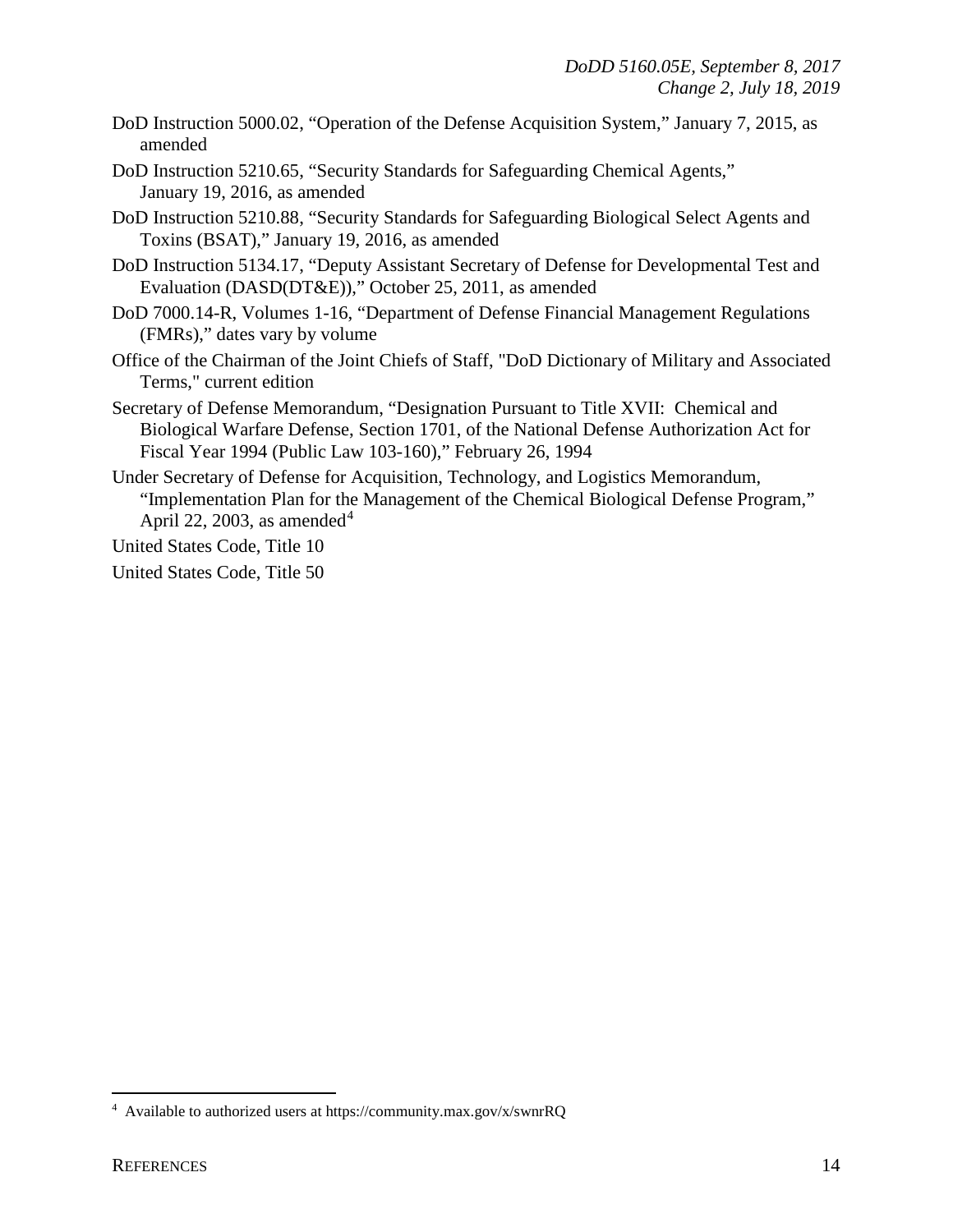DoD Instruction 5000.02, "Operation of the Defense Acquisition System," January 7, 2015, as amended

DoD Instruction 5210.65, "Security Standards for Safeguarding Chemical Agents," January 19, 2016, as amended

DoD Instruction 5210.88, "Security Standards for Safeguarding Biological Select Agents and Toxins (BSAT)," January 19, 2016, as amended

DoD Instruction 5134.17, "Deputy Assistant Secretary of Defense for Developmental Test and Evaluation (DASD(DT&E))," October 25, 2011, as amended

DoD 7000.14-R, Volumes 1-16, "Department of Defense Financial Management Regulations (FMRs)," dates vary by volume

Office of the Chairman of the Joint Chiefs of Staff, "DoD Dictionary of Military and Associated Terms," current edition

Secretary of Defense Memorandum, "Designation Pursuant to Title XVII: Chemical and Biological Warfare Defense, Section 1701, of the National Defense Authorization Act for Fiscal Year 1994 (Public Law 103-160)," February 26, 1994

Under Secretary of Defense for Acquisition, Technology, and Logistics Memorandum, "Implementation Plan for the Management of the Chemical Biological Defense Program," April 22, 2003, as amended[4]

United States Code, Title 10

United States Code, Title 50

---

[4] Available to authorized users at https://community.max.gov/x/swnrRQ